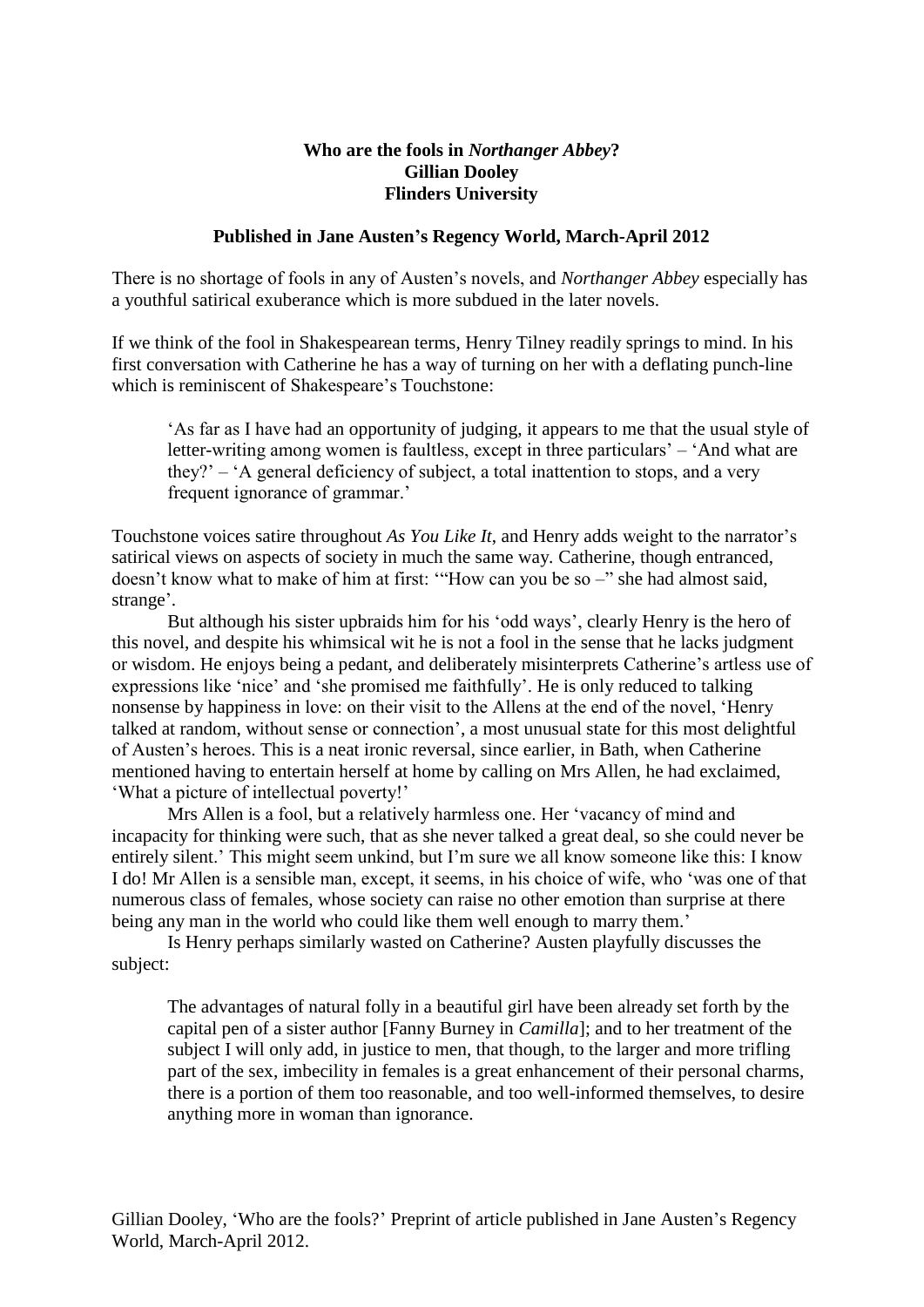**Who are the fools in *Northanger Abbey*?**
**Gillian Dooley**
**Flinders University**

**Published in Jane Austen's Regency World, March-April 2012**

There is no shortage of fools in any of Austen's novels, and *Northanger Abbey* especially has a youthful satirical exuberance which is more subdued in the later novels.

If we think of the fool in Shakespearean terms, Henry Tilney readily springs to mind. In his first conversation with Catherine he has a way of turning on her with a deflating punch-line which is reminiscent of Shakespeare's Touchstone:

> 'As far as I have had an opportunity of judging, it appears to me that the usual style of letter-writing among women is faultless, except in three particulars' – 'And what are they?' – 'A general deficiency of subject, a total inattention to stops, and a very frequent ignorance of grammar.'

Touchstone voices satire throughout *As You Like It*, and Henry adds weight to the narrator's satirical views on aspects of society in much the same way. Catherine, though entranced, doesn't know what to make of him at first: '"How can you be so –" she had almost said, strange'.

But although his sister upbraids him for his 'odd ways', clearly Henry is the hero of this novel, and despite his whimsical wit he is not a fool in the sense that he lacks judgment or wisdom. He enjoys being a pedant, and deliberately misinterprets Catherine's artless use of expressions like 'nice' and 'she promised me faithfully'. He is only reduced to talking nonsense by happiness in love: on their visit to the Allens at the end of the novel, 'Henry talked at random, without sense or connection', a most unusual state for this most delightful of Austen's heroes. This is a neat ironic reversal, since earlier, in Bath, when Catherine mentioned having to entertain herself at home by calling on Mrs Allen, he had exclaimed, 'What a picture of intellectual poverty!'

Mrs Allen is a fool, but a relatively harmless one. Her 'vacancy of mind and incapacity for thinking were such, that as she never talked a great deal, so she could never be entirely silent.' This might seem unkind, but I'm sure we all know someone like this: I know I do! Mr Allen is a sensible man, except, it seems, in his choice of wife, who 'was one of that numerous class of females, whose society can raise no other emotion than surprise at there being any man in the world who could like them well enough to marry them.'

Is Henry perhaps similarly wasted on Catherine? Austen playfully discusses the subject:

> The advantages of natural folly in a beautiful girl have been already set forth by the capital pen of a sister author [Fanny Burney in *Camilla*]; and to her treatment of the subject I will only add, in justice to men, that though, to the larger and more trifling part of the sex, imbecility in females is a great enhancement of their personal charms, there is a portion of them too reasonable, and too well-informed themselves, to desire anything more in woman than ignorance.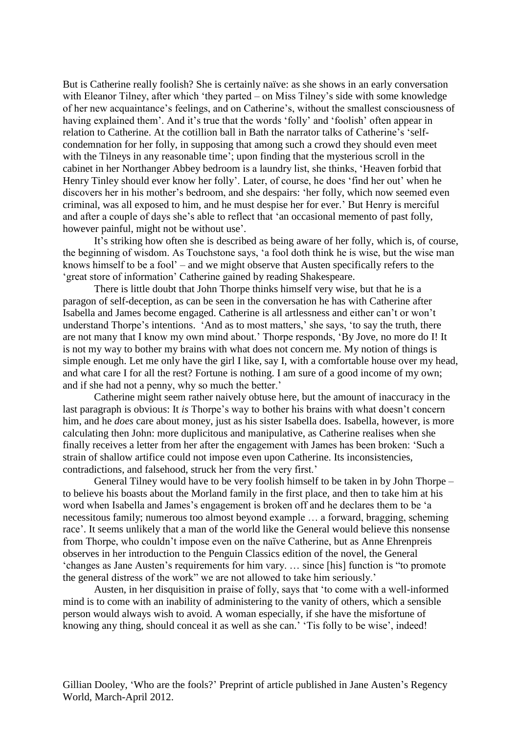But is Catherine really foolish? She is certainly naïve: as she shows in an early conversation with Eleanor Tilney, after which 'they parted – on Miss Tilney's side with some knowledge of her new acquaintance's feelings, and on Catherine's, without the smallest consciousness of having explained them'. And it's true that the words 'folly' and 'foolish' often appear in relation to Catherine. At the cotillion ball in Bath the narrator talks of Catherine's 'self-condemnation for her folly, in supposing that among such a crowd they should even meet with the Tilneys in any reasonable time'; upon finding that the mysterious scroll in the cabinet in her Northanger Abbey bedroom is a laundry list, she thinks, 'Heaven forbid that Henry Tinley should ever know her folly'. Later, of course, he does 'find her out' when he discovers her in his mother's bedroom, and she despairs: 'her folly, which now seemed even criminal, was all exposed to him, and he must despise her for ever.' But Henry is merciful and after a couple of days she's able to reflect that 'an occasional memento of past folly, however painful, might not be without use'.

It's striking how often she is described as being aware of her folly, which is, of course, the beginning of wisdom. As Touchstone says, 'a fool doth think he is wise, but the wise man knows himself to be a fool' – and we might observe that Austen specifically refers to the 'great store of information' Catherine gained by reading Shakespeare.

There is little doubt that John Thorpe thinks himself very wise, but that he is a paragon of self-deception, as can be seen in the conversation he has with Catherine after Isabella and James become engaged. Catherine is all artlessness and either can't or won't understand Thorpe's intentions. 'And as to most matters,' she says, 'to say the truth, there are not many that I know my own mind about.' Thorpe responds, 'By Jove, no more do I! It is not my way to bother my brains with what does not concern me. My notion of things is simple enough. Let me only have the girl I like, say I, with a comfortable house over my head, and what care I for all the rest? Fortune is nothing. I am sure of a good income of my own; and if she had not a penny, why so much the better.'

Catherine might seem rather naively obtuse here, but the amount of inaccuracy in the last paragraph is obvious: It *is* Thorpe's way to bother his brains with what doesn't concern him, and he *does* care about money, just as his sister Isabella does. Isabella, however, is more calculating then John: more duplicitous and manipulative, as Catherine realises when she finally receives a letter from her after the engagement with James has been broken: 'Such a strain of shallow artifice could not impose even upon Catherine. Its inconsistencies, contradictions, and falsehood, struck her from the very first.'

General Tilney would have to be very foolish himself to be taken in by John Thorpe – to believe his boasts about the Morland family in the first place, and then to take him at his word when Isabella and James's engagement is broken off and he declares them to be 'a necessitous family; numerous too almost beyond example … a forward, bragging, scheming race'. It seems unlikely that a man of the world like the General would believe this nonsense from Thorpe, who couldn't impose even on the naïve Catherine, but as Anne Ehrenpreis observes in her introduction to the Penguin Classics edition of the novel, the General 'changes as Jane Austen's requirements for him vary. … since [his] function is "to promote the general distress of the work" we are not allowed to take him seriously.'

Austen, in her disquisition in praise of folly, says that 'to come with a well-informed mind is to come with an inability of administering to the vanity of others, which a sensible person would always wish to avoid. A woman especially, if she have the misfortune of knowing any thing, should conceal it as well as she can.' 'Tis folly to be wise', indeed!

Gillian Dooley, 'Who are the fools?' Preprint of article published in Jane Austen's Regency World, March-April 2012.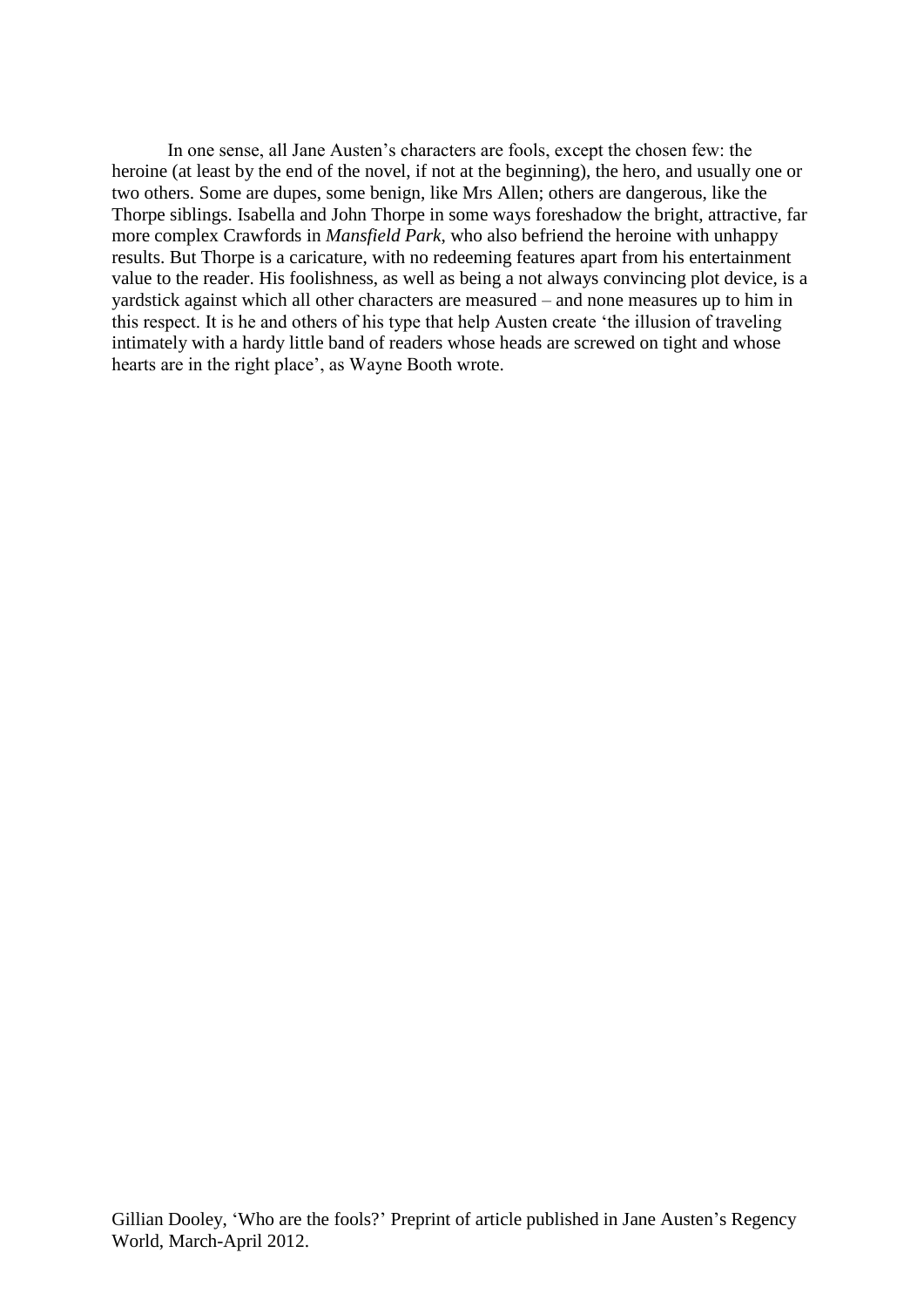In one sense, all Jane Austen's characters are fools, except the chosen few: the heroine (at least by the end of the novel, if not at the beginning), the hero, and usually one or two others. Some are dupes, some benign, like Mrs Allen; others are dangerous, like the Thorpe siblings. Isabella and John Thorpe in some ways foreshadow the bright, attractive, far more complex Crawfords in *Mansfield Park*, who also befriend the heroine with unhappy results. But Thorpe is a caricature, with no redeeming features apart from his entertainment value to the reader. His foolishness, as well as being a not always convincing plot device, is a yardstick against which all other characters are measured – and none measures up to him in this respect. It is he and others of his type that help Austen create 'the illusion of traveling intimately with a hardy little band of readers whose heads are screwed on tight and whose hearts are in the right place', as Wayne Booth wrote.